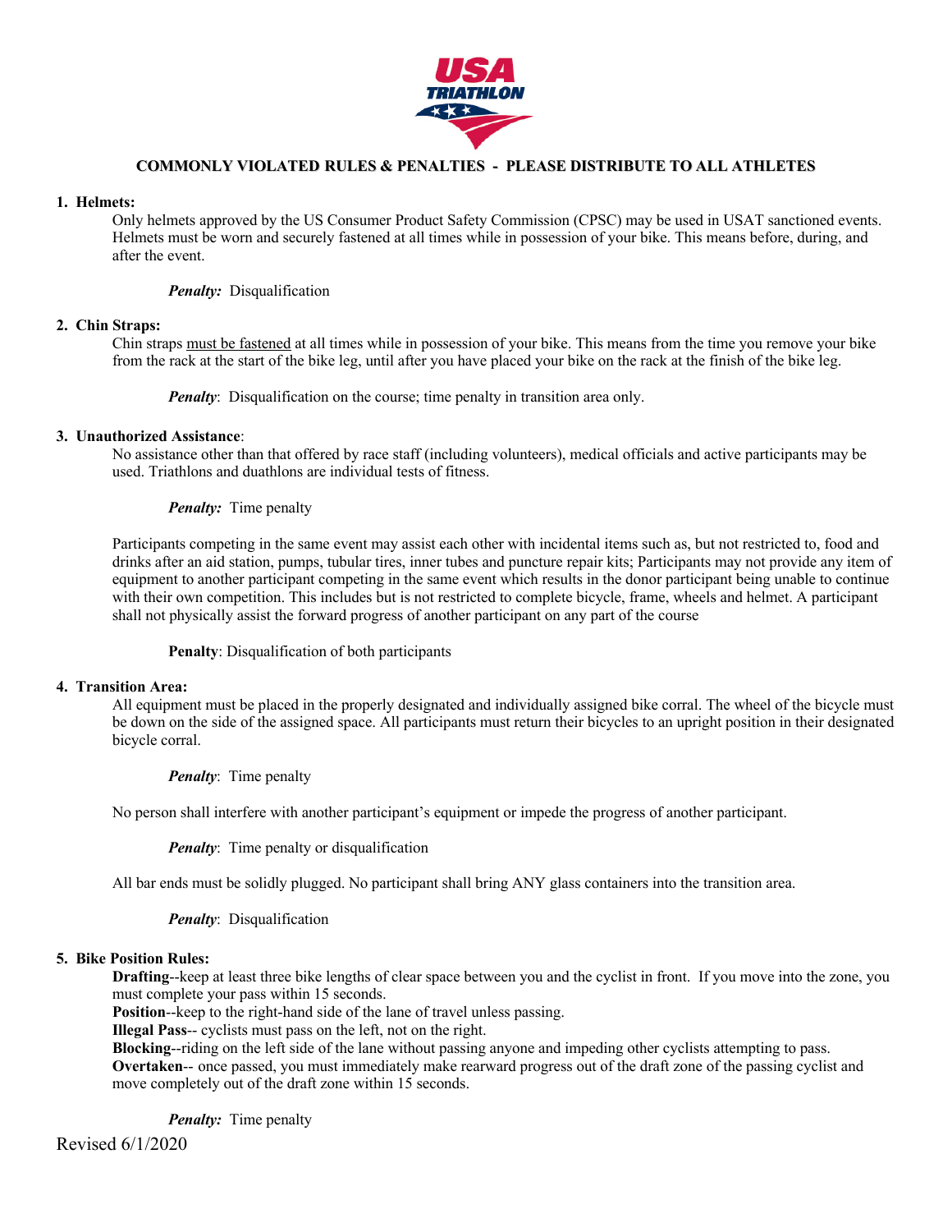# COMMONLY VIOLATED RULES & PENALTIES - PLEASE DISTRIBUTE TO ALL ATHLETES

## 1. Helmets:

Only helmets approved by the US Consumer Product Safety Commission (CPSC) may be used in USAT sanctioned events. Helmets must be worn and securely fastened at all times while in possession of your bike. This means before, during, and after the event.

***Penalty:*** Disqualification

## 2. Chin Straps:

Chin straps <u>must be fastened</u> at all times while in possession of your bike. This means from the time you remove your bike from the rack at the start of the bike leg, until after you have placed your bike on the rack at the finish of the bike leg.

***Penalty***: Disqualification on the course; time penalty in transition area only.

## 3. Unauthorized Assistance:

No assistance other than that offered by race staff (including volunteers), medical officials and active participants may be used. Triathlons and duathlons are individual tests of fitness.

***Penalty:*** Time penalty

Participants competing in the same event may assist each other with incidental items such as, but not restricted to, food and drinks after an aid station, pumps, tubular tires, inner tubes and puncture repair kits; Participants may not provide any item of equipment to another participant competing in the same event which results in the donor participant being unable to continue with their own competition. This includes but is not restricted to complete bicycle, frame, wheels and helmet. A participant shall not physically assist the forward progress of another participant on any part of the course

**Penalty**: Disqualification of both participants

## 4. Transition Area:

All equipment must be placed in the properly designated and individually assigned bike corral. The wheel of the bicycle must be down on the side of the assigned space. All participants must return their bicycles to an upright position in their designated bicycle corral.

***Penalty***: Time penalty

No person shall interfere with another participant's equipment or impede the progress of another participant.

***Penalty***: Time penalty or disqualification

All bar ends must be solidly plugged. No participant shall bring ANY glass containers into the transition area.

***Penalty***: Disqualification

## 5. Bike Position Rules:

**Drafting**--keep at least three bike lengths of clear space between you and the cyclist in front. If you move into the zone, you must complete your pass within 15 seconds.
**Position**--keep to the right-hand side of the lane of travel unless passing.
**Illegal Pass**-- cyclists must pass on the left, not on the right.
**Blocking**--riding on the left side of the lane without passing anyone and impeding other cyclists attempting to pass.
**Overtaken**-- once passed, you must immediately make rearward progress out of the draft zone of the passing cyclist and move completely out of the draft zone within 15 seconds.

***Penalty:*** Time penalty

Revised 6/1/2020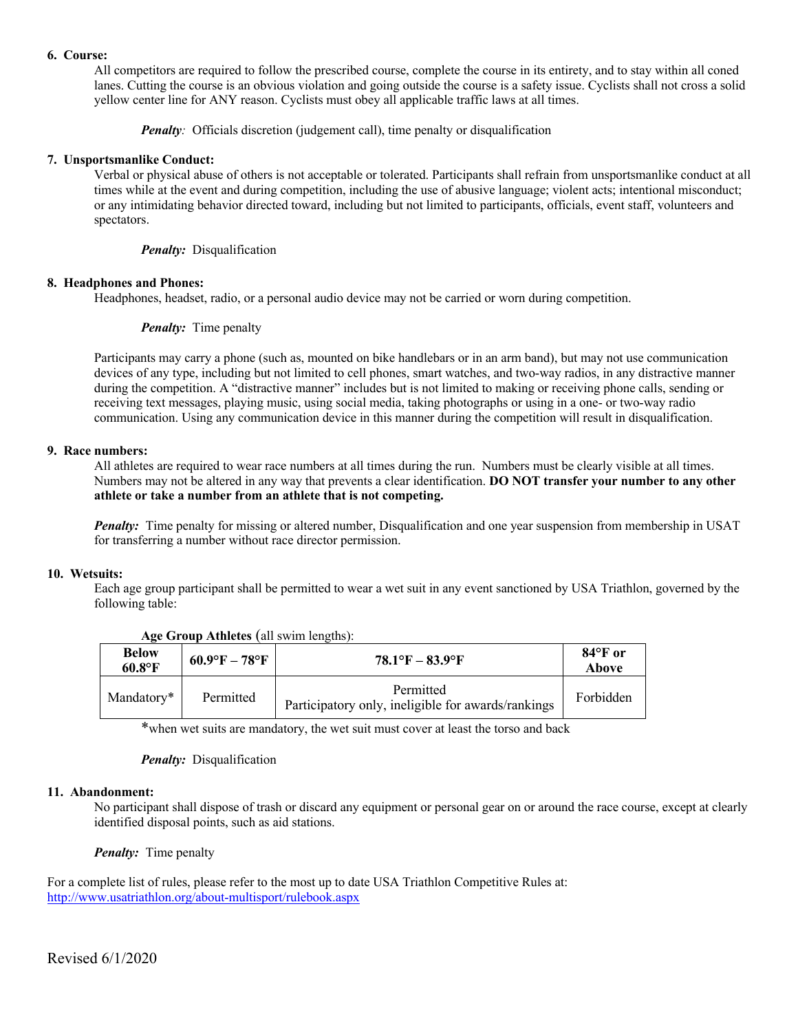6. **Course:**

All competitors are required to follow the prescribed course, complete the course in its entirety, and to stay within all coned lanes. Cutting the course is an obvious violation and going outside the course is a safety issue. Cyclists shall not cross a solid yellow center line for ANY reason. Cyclists must obey all applicable traffic laws at all times.

***Penalty**:* Officials discretion (judgement call), time penalty or disqualification

7. **Unsportsmanlike Conduct:**

Verbal or physical abuse of others is not acceptable or tolerated. Participants shall refrain from unsportsmanlike conduct at all times while at the event and during competition, including the use of abusive language; violent acts; intentional misconduct; or any intimidating behavior directed toward, including but not limited to participants, officials, event staff, volunteers and spectators.

***Penalty:*** Disqualification

8. **Headphones and Phones:**

Headphones, headset, radio, or a personal audio device may not be carried or worn during competition.

***Penalty:*** Time penalty

Participants may carry a phone (such as, mounted on bike handlebars or in an arm band), but may not use communication devices of any type, including but not limited to cell phones, smart watches, and two-way radios, in any distractive manner during the competition. A "distractive manner" includes but is not limited to making or receiving phone calls, sending or receiving text messages, playing music, using social media, taking photographs or using in a one- or two-way radio communication. Using any communication device in this manner during the competition will result in disqualification.

9. **Race numbers:**

All athletes are required to wear race numbers at all times during the run. Numbers must be clearly visible at all times. Numbers may not be altered in any way that prevents a clear identification. **DO NOT transfer your number to any other athlete or take a number from an athlete that is not competing.**

***Penalty:*** Time penalty for missing or altered number, Disqualification and one year suspension from membership in USAT for transferring a number without race director permission.

10. **Wetsuits:**

Each age group participant shall be permitted to wear a wet suit in any event sanctioned by USA Triathlon, governed by the following table:

**Age Group Athletes** (all swim lengths):

| Below 60.8°F | 60.9°F – 78°F | 78.1°F – 83.9°F | 84°F or Above |
|---|---|---|---|
| Mandatory* | Permitted | Permitted<br>Participatory only, ineligible for awards/rankings | Forbidden |

*when wet suits are mandatory, the wet suit must cover at least the torso and back

***Penalty:*** Disqualification

11. **Abandonment:**

No participant shall dispose of trash or discard any equipment or personal gear on or around the race course, except at clearly identified disposal points, such as aid stations.

***Penalty:*** Time penalty

For a complete list of rules, please refer to the most up to date USA Triathlon Competitive Rules at: http://www.usatriathlon.org/about-multisport/rulebook.aspx

Revised 6/1/2020